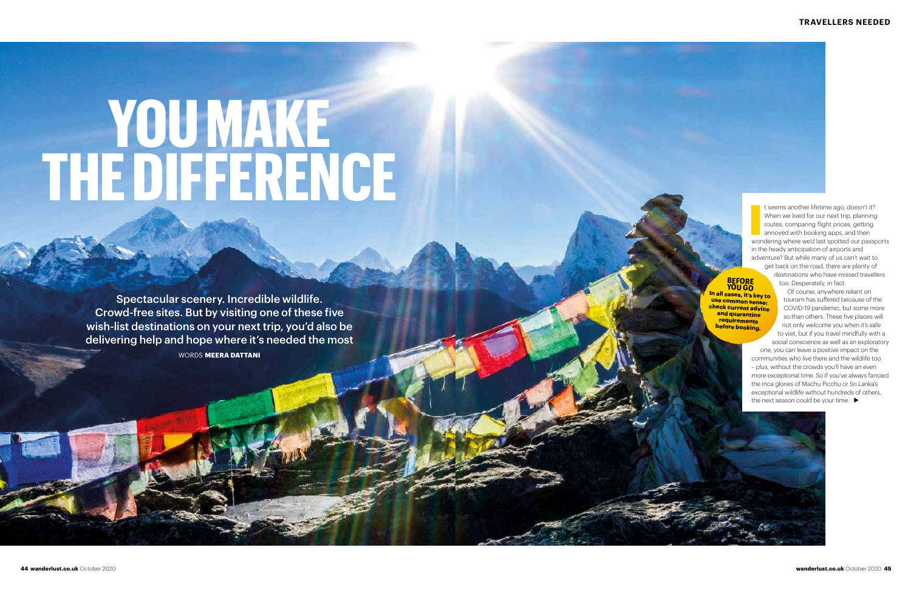# YOU MAKE THE DIFFERENCE

Spectacular scenery. Incredible wildlife. Crowd-free sites. But by visiting one of these five wish-list destinations on your next trip, you'd also be delivering help and hope where it's needed the most

WORDS **MEERA DATTANI**

It seems another lifetime ago, doesn't it? When we lived for our next trip, planning routes, comparing flight prices, getting annoyed with booking apps, and then wondering where we'd last spotted our passports in the heady anticipation of airports and adventure? But while many of us can't wait to get back on the road, there are plenty of destinations who have missed travellers too. Desperately, in fact.

Of course, anywhere reliant on tourism has suffered because of the COVID-19 pandemic, but some more so than others. These five places will not only welcome you when it's safe to visit, but if you travel mindfully with a social conscience as well as an exploratory one, you can leave a positive impact on the communities who live there and the wildlife too – plus, without the crowds you'll have an even more exceptional time. So if you've always fancied the Inca glories of Machu Picchu or Sri Lanka's exceptional wildlife without hundreds of others, the next season could be your time. ▶

**BEFORE YOU GO**

**In all cases, it's key to use common sense: check current advice and quarantine requirements before booking.**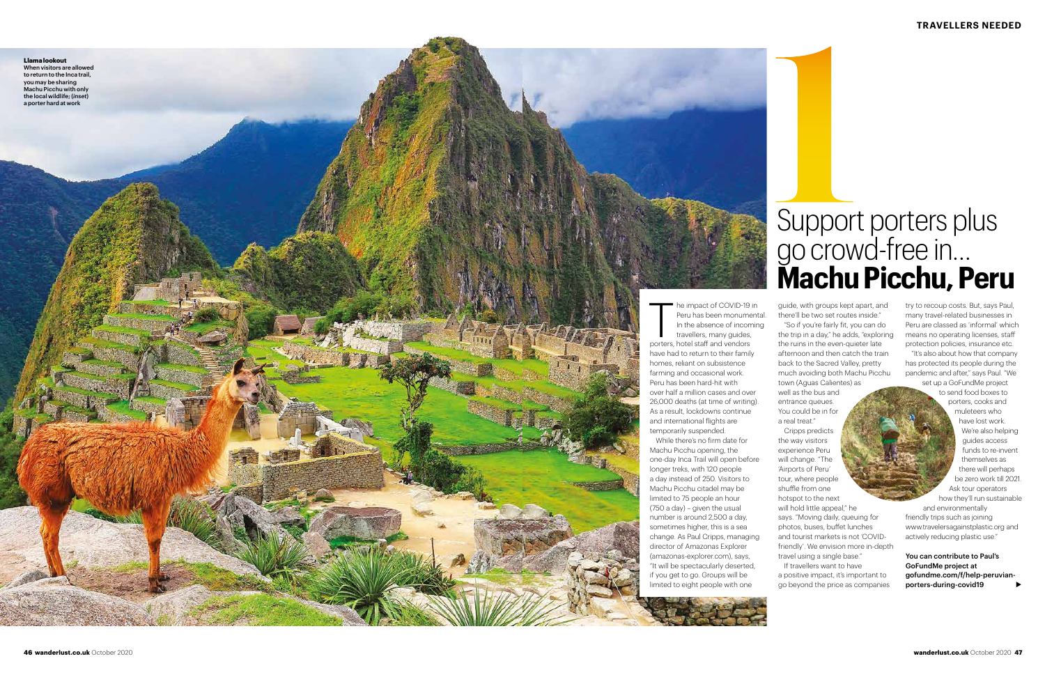**Llama lookout**
When visitors are allowed to return to the Inca trail, you may be sharing Machu Picchu with only the local wildlife; (*inset*) a porter hard at work

# 1 Support porters plus go crowd-free in... **Machu Picchu, Peru**

The impact of COVID-19 in Peru has been monumental. In the absence of incoming travellers, many guides, porters, hotel staff and vendors have had to return to their family homes, reliant on subsistence farming and occasional work. Peru has been hard-hit with over half a million cases and over 26,000 deaths (at time of writing). As a result, lockdowns continue and international flights are temporarily suspended.

While there's no firm date for Machu Picchu opening, the one-day Inca Trail will open before longer treks, with 120 people a day instead of 250. Visitors to Machu Picchu citadel may be limited to 75 people an hour (750 a day) – given the usual number is around 2,500 a day, sometimes higher, this is a sea change. As Paul Cripps, managing director of Amazonas Explorer (amazonas-explorer.com), says, "It will be spectacularly deserted, if you get to go. Groups will be limited to eight people with one guide, with groups kept apart, and there'll be two set routes inside."

"So if you're fairly fit, you can do the trip in a day," he adds, "exploring the ruins in the even-quieter late afternoon and then catch the train back to the Sacred Valley, pretty much avoiding both Machu Picchu town (Aguas Calientes) as well as the bus and entrance queues. You could be in for a real treat."

Cripps predicts the way visitors experience Peru will change. "The 'Airports of Peru' tour, where people shuffle from one hotspot to the next will hold little appeal," he says. "Moving daily, queuing for photos, buses, buffet lunches and tourist markets is not 'COVID-friendly'. We envision more in-depth travel using a single base."

If travellers want to have a positive impact, it's important to go beyond the price as companies try to recoup costs. But, says Paul, many travel-related businesses in Peru are classed as 'informal' which means no operating licenses, staff protection policies, insurance etc.

"It's also about how that company has protected its people during the pandemic and after," says Paul. "We set up a GoFundMe project to send food boxes to porters, cooks and muleteers who have lost work. We're also helping guides access funds to re-invent themselves as there will perhaps be zero work till 2021. Ask tour operators how they'll run sustainable and environmentally friendly trips such as joining www.travelersagainstplastic.org and actively reducing plastic use."

**You can contribute to Paul's GoFundMe project at gofundme.com/f/help-peruvian-porters-during-covid19**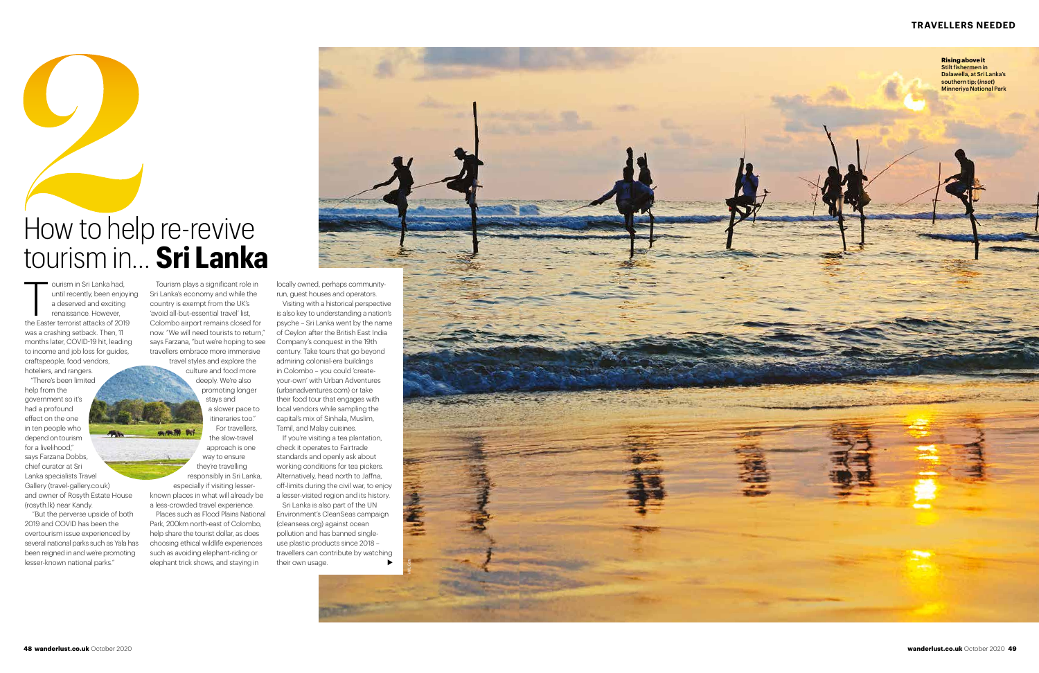# 2 How to help re-revive tourism in... **Sri Lanka**

Tourism in Sri Lanka had, until recently, been enjoying a deserved and exciting renaissance. However, the Easter terrorist attacks of 2019 was a crashing setback. Then, 11 months later, COVID-19 hit, leading to income and job loss for guides, craftspeople, food vendors, hoteliers, and rangers.

"There's been limited help from the government so it's had a profound effect on the one in ten people who depend on tourism for a livelihood," says Farzana Dobbs, chief curator at Sri Lanka specialists Travel Gallery (travel-gallery.co.uk) and owner of Rosyth Estate House (rosyth.lk) near Kandy.

"But the perverse upside of both 2019 and COVID has been the overtourism issue experienced by several national parks such as Yala has been reigned in and we're promoting lesser-known national parks."

Tourism plays a significant role in Sri Lanka's economy and while the country is exempt from the UK's 'avoid all-but-essential travel' list, Colombo airport remains closed for now. "We will need tourists to return," says Farzana, "but we're hoping to see travellers embrace more immersive travel styles and explore the culture and food more deeply. We're also promoting longer stays and a slower pace to itineraries too."

For travellers, the slow-travel approach is one way to ensure they're travelling responsibly in Sri Lanka, especially if visiting lesser-known places in what will already be a less-crowded travel experience.

Places such as Flood Plains National Park, 200km north-east of Colombo, help share the tourist dollar, as does choosing ethical wildlife experiences such as avoiding elephant-riding or elephant trick shows, and staying in locally owned, perhaps community-run, guest houses and operators.

Visiting with a historical perspective is also key to understanding a nation's psyche – Sri Lanka went by the name of Ceylon after the British East India Company's conquest in the 19th century. Take tours that go beyond admiring colonial-era buildings in Colombo – you could 'create-your-own' with Urban Adventures (urbanadventures.com) or take their food tour that engages with local vendors while sampling the capital's mix of Sinhala, Muslim, Tamil, and Malay cuisines.

If you're visiting a tea plantation, check it operates to Fairtrade standards and openly ask about working conditions for tea pickers. Alternatively, head north to Jaffna, off-limits during the civil war, to enjoy a lesser-visited region and its history.

Sri Lanka is also part of the UN Environment's CleanSeas campaign (cleanseas.org) against ocean pollution and has banned single-use plastic products since 2018 – travellers can contribute by watching their own usage.

**Rising above it** Stilt fishermen in Dalawella, at Sri Lanka's southern tip; (*inset*) Minneriya National Park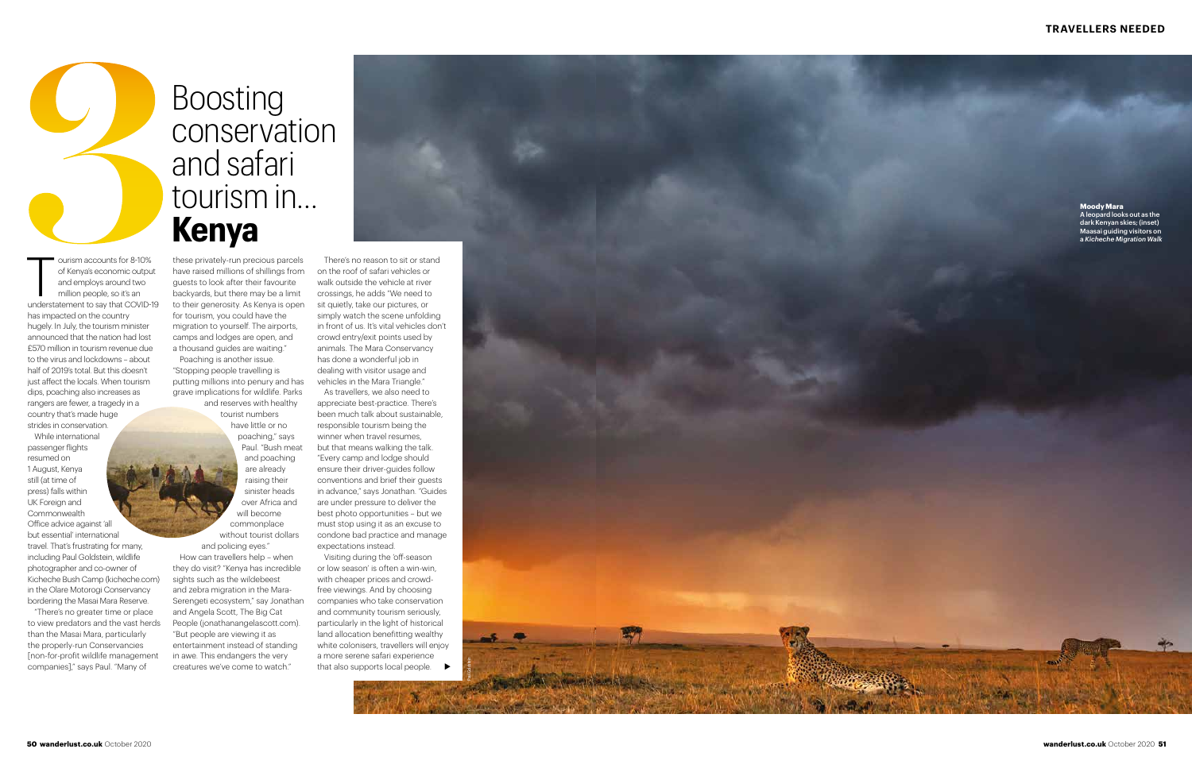# 3 Boosting conservation and safari tourism in... **Kenya**

Tourism accounts for 8-10% of Kenya's economic output and employs around two million people, so it's an understatement to say that COVID-19 has impacted on the country hugely. In July, the tourism minister announced that the nation had lost £570 million in tourism revenue due to the virus and lockdowns – about half of 2019's total. But this doesn't just affect the locals. When tourism dips, poaching also increases as rangers are fewer, a tragedy in a country that's made huge strides in conservation.

While international passenger flights resumed on 1 August, Kenya still (at time of press) falls within UK Foreign and Commonwealth Office advice against 'all but essential' international travel. That's frustrating for many, including Paul Goldstein, wildlife photographer and co-owner of Kicheche Bush Camp (kicheche.com) in the Olare Motorogi Conservancy bordering the Masai Mara Reserve.

"There's no greater time or place to view predators and the vast herds than the Masai Mara, particularly the properly-run Conservancies [non-for-profit wildlife management companies]," says Paul. "Many of these privately-run precious parcels have raised millions of shillings from guests to look after their favourite backyards, but there may be a limit to their generosity. As Kenya is open for tourism, you could have the migration to yourself. The airports, camps and lodges are open, and a thousand guides are waiting."

Poaching is another issue. "Stopping people travelling is putting millions into penury and has grave implications for wildlife. Parks and reserves with healthy tourist numbers have little or no poaching," says Paul. "Bush meat and poaching are already raising their sinister heads over Africa and will become commonplace without tourist dollars and policing eyes."

How can travellers help – when they do visit? "Kenya has incredible sights such as the wildebeest and zebra migration in the Mara-Serengeti ecosystem," say Jonathan and Angela Scott, The Big Cat People (jonathanangelascott.com). "But people are viewing it as entertainment instead of standing in awe. This endangers the very creatures we've come to watch."

There's no reason to sit or stand on the roof of safari vehicles or walk outside the vehicle at river crossings, he adds "We need to sit quietly, take our pictures, or simply watch the scene unfolding in front of us. It's vital vehicles don't crowd entry/exit points used by animals. The Mara Conservancy has done a wonderful job in dealing with visitor usage and vehicles in the Mara Triangle."

As travellers, we also need to appreciate best-practice. There's been much talk about sustainable, responsible tourism being the winner when travel resumes, but that means walking the talk. "Every camp and lodge should ensure their driver-guides follow conventions and brief their guests in advance," says Jonathan. "Guides are under pressure to deliver the best photo opportunities – but we must stop using it as an excuse to condone bad practice and manage expectations instead.

Visiting during the 'off-season or low season' is often a win-win, with cheaper prices and crowd-free viewings. And by choosing companies who take conservation and community tourism seriously, particularly in the light of historical land allocation benefitting wealthy white colonisers, travellers will enjoy a more serene safari experience that also supports local people. ▶

**Moody Mara**
A leopard looks out as the dark Kenyan skies; (inset) Maasai guiding visitors on a *Kicheche Migration Walk*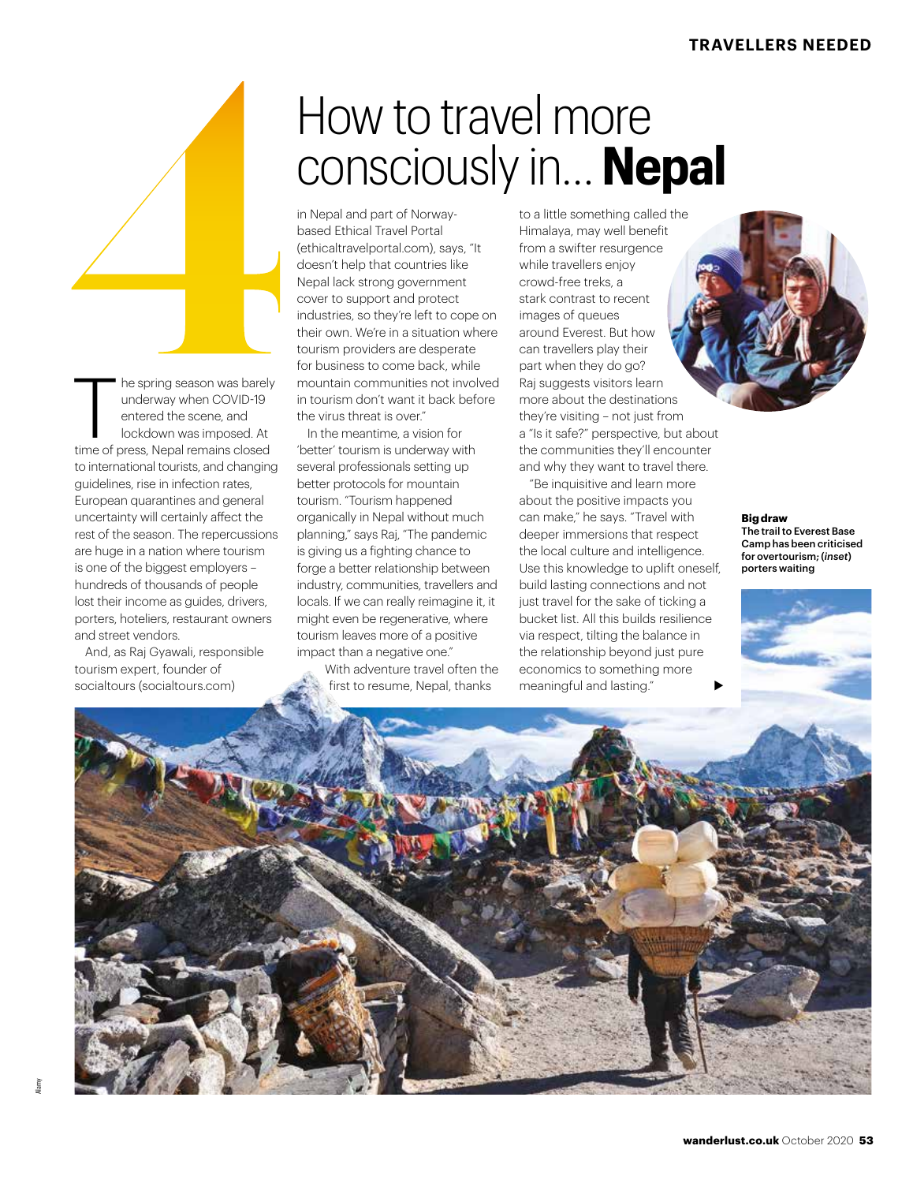# 4 How to travel more consciously in... **Nepal**

The spring season was barely underway when COVID-19 entered the scene, and lockdown was imposed. At time of press, Nepal remains closed to international tourists, and changing guidelines, rise in infection rates, European quarantines and general uncertainty will certainly affect the rest of the season. The repercussions are huge in a nation where tourism is one of the biggest employers – hundreds of thousands of people lost their income as guides, drivers, porters, hoteliers, restaurant owners and street vendors.

And, as Raj Gyawali, responsible tourism expert, founder of socialtours (socialtours.com) in Nepal and part of Norway-based Ethical Travel Portal (ethicaltravelportal.com), says, "It doesn't help that countries like Nepal lack strong government cover to support and protect industries, so they're left to cope on their own. We're in a situation where tourism providers are desperate for business to come back, while mountain communities not involved in tourism don't want it back before the virus threat is over."

In the meantime, a vision for 'better' tourism is underway with several professionals setting up better protocols for mountain tourism. "Tourism happened organically in Nepal without much planning," says Raj, "The pandemic is giving us a fighting chance to forge a better relationship between industry, communities, travellers and locals. If we can really reimagine it, it might even be regenerative, where tourism leaves more of a positive impact than a negative one."

With adventure travel often the first to resume, Nepal, thanks to a little something called the Himalaya, may well benefit from a swifter resurgence while travellers enjoy crowd-free treks, a stark contrast to recent images of queues around Everest. But how can travellers play their part when they do go? Raj suggests visitors learn more about the destinations they're visiting – not just from a "Is it safe?" perspective, but about the communities they'll encounter and why they want to travel there.

"Be inquisitive and learn more about the positive impacts you can make," he says. "Travel with deeper immersions that respect the local culture and intelligence. Use this knowledge to uplift oneself, build lasting connections and not just travel for the sake of ticking a bucket list. All this builds resilience via respect, tilting the balance in the relationship beyond just pure economics to something more meaningful and lasting."

**Big draw**
The trail to Everest Base Camp has been criticised for overtourism; (*inset*) porters waiting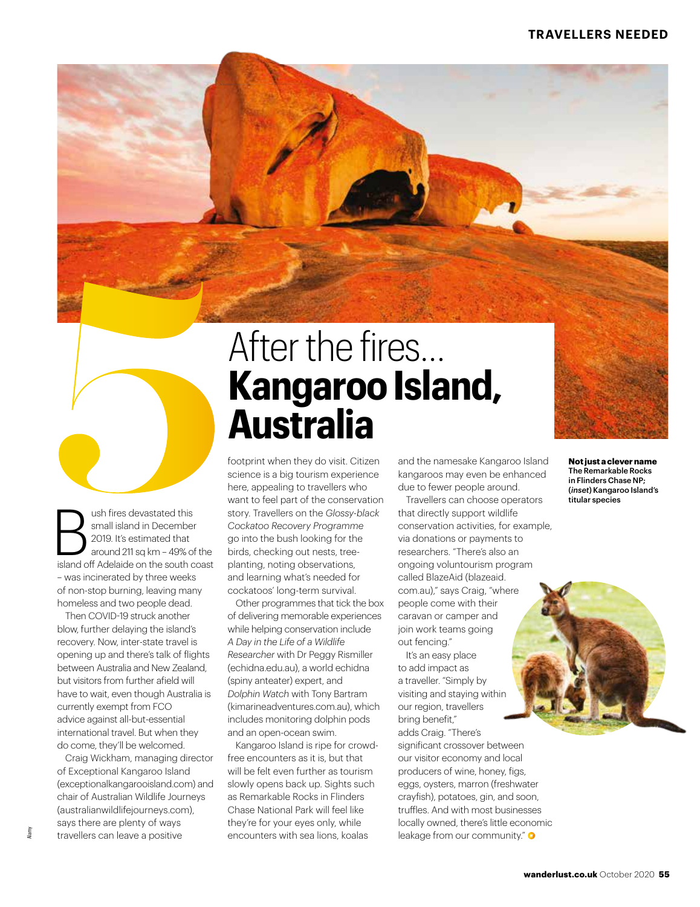# 5 After the fires... **Kangaroo Island, Australia**

Bush fires devastated this small island in December 2019. It's estimated that around 211 sq km – 49% of the island off Adelaide on the south coast – was incinerated by three weeks of non-stop burning, leaving many homeless and two people dead.

Then COVID-19 struck another blow, further delaying the island's recovery. Now, inter-state travel is opening up and there's talk of flights between Australia and New Zealand, but visitors from further afield will have to wait, even though Australia is currently exempt from FCO advice against all-but-essential international travel. But when they do come, they'll be welcomed.

Craig Wickham, managing director of Exceptional Kangaroo Island (exceptionalkangarooisland.com) and chair of Australian Wildlife Journeys (australianwildlifejourneys.com), says there are plenty of ways travellers can leave a positive footprint when they do visit. Citizen science is a big tourism experience here, appealing to travellers who want to feel part of the conservation story. Travellers on the *Glossy-black Cockatoo Recovery Programme* go into the bush looking for the birds, checking out nests, tree-planting, noting observations, and learning what's needed for cockatoos' long-term survival.

Other programmes that tick the box of delivering memorable experiences while helping conservation include *A Day in the Life of a Wildlife Researcher* with Dr Peggy Rismiller (echidna.edu.au), a world echidna (spiny anteater) expert, and *Dolphin Watch* with Tony Bartram (kimarineadventures.com.au), which includes monitoring dolphin pods and an open-ocean swim.

Kangaroo Island is ripe for crowd-free encounters as it is, but that will be felt even further as tourism slowly opens back up. Sights such as Remarkable Rocks in Flinders Chase National Park will feel like they're for your eyes only, while encounters with sea lions, koalas and the namesake Kangaroo Island kangaroos may even be enhanced due to fewer people around.

Travellers can choose operators that directly support wildlife conservation activities, for example, via donations or payments to researchers. "There's also an ongoing voluntourism program called BlazeAid (blazeaid.com.au)," says Craig, "where people come with their caravan or camper and join work teams going out fencing."

It's an easy place to add impact as a traveller. "Simply by visiting and staying within our region, travellers bring benefit," adds Craig. "There's significant crossover between our visitor economy and local producers of wine, honey, figs, eggs, oysters, marron (freshwater crayfish), potatoes, gin, and soon, truffles. And with most businesses locally owned, there's little economic leakage from our community."

**Not just a clever name** The Remarkable Rocks in Flinders Chase NP; (*inset*) Kangaroo Island's titular species